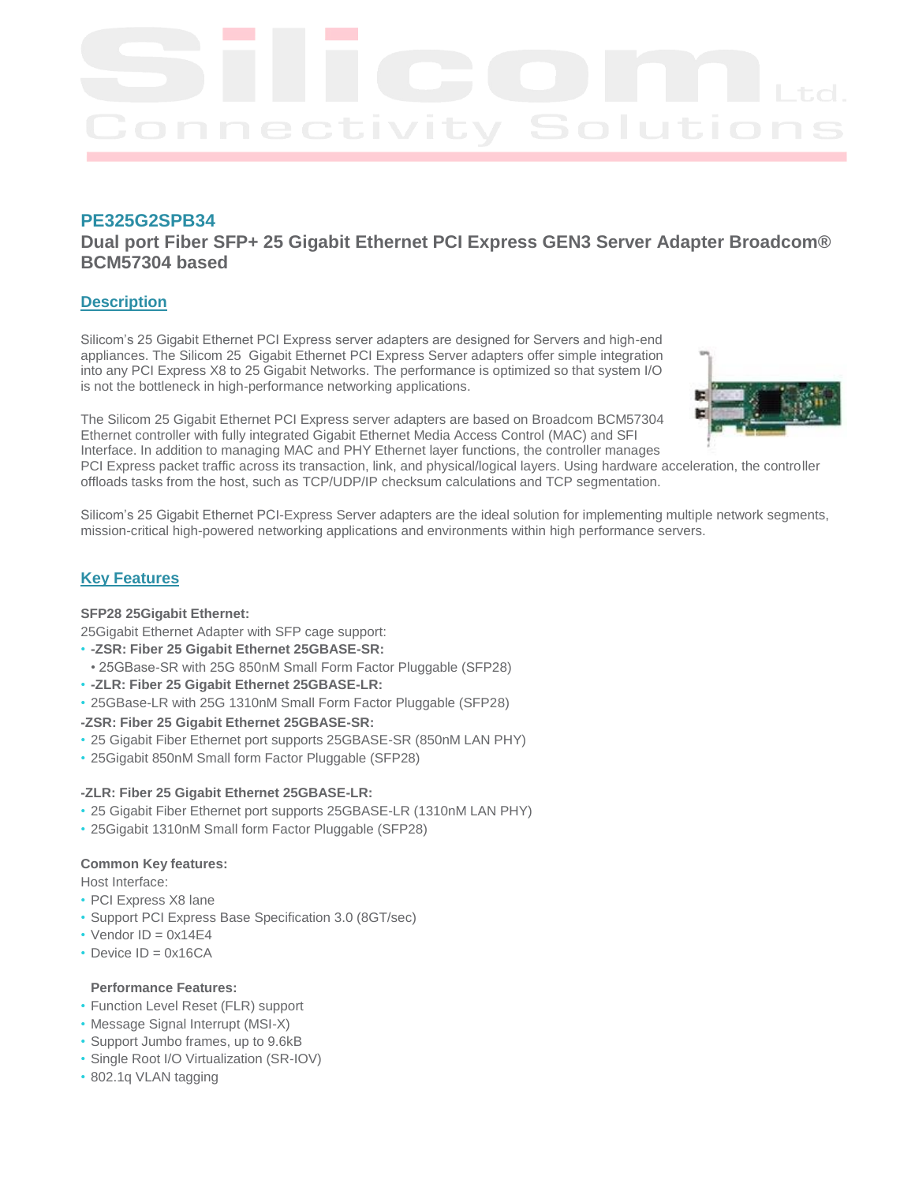# PE325G2SPB34

## Dual port Fiber SFP+ 25 Gigabit Ethernet PCI Express GEN3 Server Adapter Broadcom® BCM57304 based

### Description

Silicom's 25 Gigabit Ethernet PCI Express server adapters are designed for Servers and high-end appliances. The Silicom 25 Gigabit Ethernet PCI Express Server adapters offer simple integration into any PCI Express X8 to 25 Gigabit Networks. The performance is optimized so that system I/O is not the bottleneck in high-performance networking applications.

The Silicom 25 Gigabit Ethernet PCI Express server adapters are based on Broadcom BCM57304 Ethernet controller with fully integrated Gigabit Ethernet Media Access Control (MAC) and SFI Interface. In addition to managing MAC and PHY Ethernet layer functions, the controller manages PCI Express packet traffic across its transaction, link, and physical/logical layers. Using hardware acceleration, the controller offloads tasks from the host, such as TCP/UDP/IP checksum calculations and TCP segmentation.

Silicom's 25 Gigabit Ethernet PCI-Express Server adapters are the ideal solution for implementing multiple network segments, mission-critical high-powered networking applications and environments within high performance servers.

### Key Features

**SFP28 25Gigabit Ethernet:**

25Gigabit Ethernet Adapter with SFP cage support:

- **-ZSR: Fiber 25 Gigabit Ethernet 25GBASE-SR:**
  - 25GBase-SR with 25G 850nM Small Form Factor Pluggable (SFP28)
- **-ZLR: Fiber 25 Gigabit Ethernet 25GBASE-LR:**
- 25GBase-LR with 25G 1310nM Small Form Factor Pluggable (SFP28)

**-ZSR: Fiber 25 Gigabit Ethernet 25GBASE-SR:**

- 25 Gigabit Fiber Ethernet port supports 25GBASE-SR (850nM LAN PHY)
- 25Gigabit 850nM Small form Factor Pluggable (SFP28)

**-ZLR: Fiber 25 Gigabit Ethernet 25GBASE-LR:**

- 25 Gigabit Fiber Ethernet port supports 25GBASE-LR (1310nM LAN PHY)
- 25Gigabit 1310nM Small form Factor Pluggable (SFP28)

**Common Key features:**

Host Interface:

- PCI Express X8 lane
- Support PCI Express Base Specification 3.0 (8GT/sec)
- Vendor ID = 0x14E4
- Device ID = 0x16CA

**Performance Features:**

- Function Level Reset (FLR) support
- Message Signal Interrupt (MSI-X)
- Support Jumbo frames, up to 9.6kB
- Single Root I/O Virtualization (SR-IOV)
- 802.1q VLAN tagging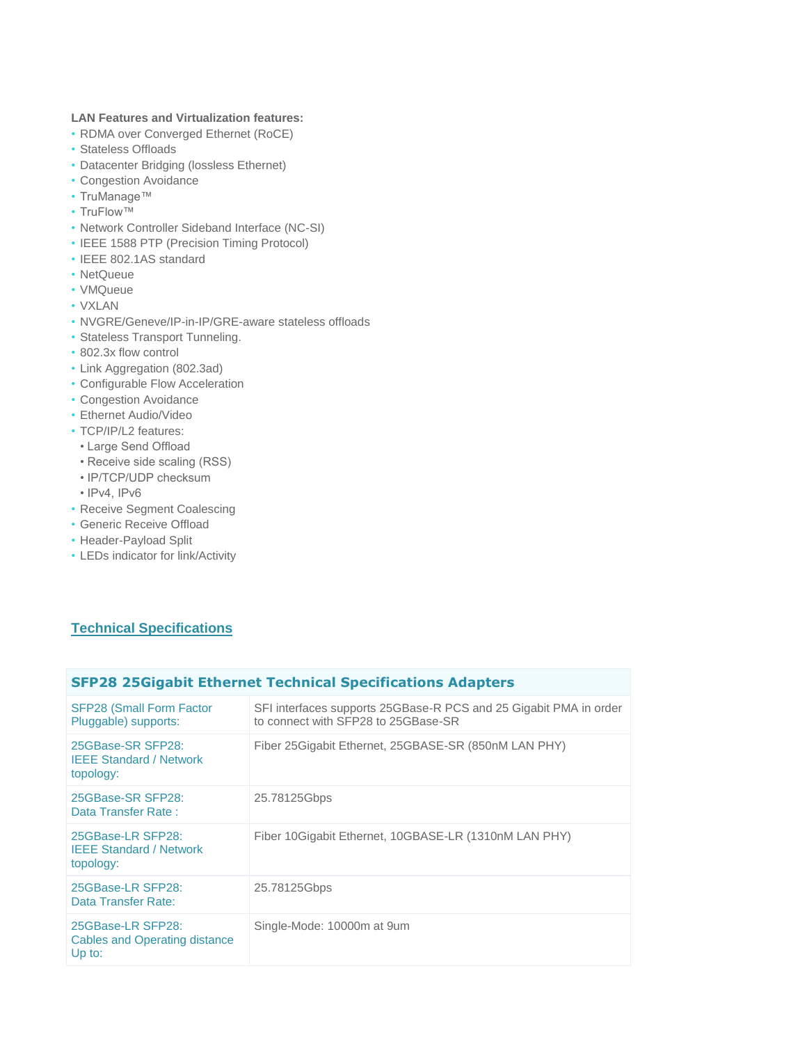**LAN Features and Virtualization features:**

- RDMA over Converged Ethernet (RoCE)
- Stateless Offloads
- Datacenter Bridging (lossless Ethernet)
- Congestion Avoidance
- TruManage™
- TruFlow™
- Network Controller Sideband Interface (NC-SI)
- IEEE 1588 PTP (Precision Timing Protocol)
- IEEE 802.1AS standard
- NetQueue
- VMQueue
- VXLAN
- NVGRE/Geneve/IP-in-IP/GRE-aware stateless offloads
- Stateless Transport Tunneling.
- 802.3x flow control
- Link Aggregation (802.3ad)
- Configurable Flow Acceleration
- Congestion Avoidance
- Ethernet Audio/Video
- TCP/IP/L2 features:
  - Large Send Offload
  - Receive side scaling (RSS)
  - IP/TCP/UDP checksum
  - IPv4, IPv6
- Receive Segment Coalescing
- Generic Receive Offload
- Header-Payload Split
- LEDs indicator for link/Activity

## Technical Specifications

| SFP28 25Gigabit Ethernet Technical Specifications Adapters | |
|---|---|
| SFP28 (Small Form Factor Pluggable) supports: | SFI interfaces supports 25GBase-R PCS and 25 Gigabit PMA in order to connect with SFP28 to 25GBase-SR |
| 25GBase-SR SFP28: IEEE Standard / Network topology: | Fiber 25Gigabit Ethernet, 25GBASE-SR (850nM LAN PHY) |
| 25GBase-SR SFP28: Data Transfer Rate : | 25.78125Gbps |
| 25GBase-LR SFP28: IEEE Standard / Network topology: | Fiber 10Gigabit Ethernet, 10GBASE-LR (1310nM LAN PHY) |
| 25GBase-LR SFP28: Data Transfer Rate: | 25.78125Gbps |
| 25GBase-LR SFP28: Cables and Operating distance Up to: | Single-Mode: 10000m at 9um |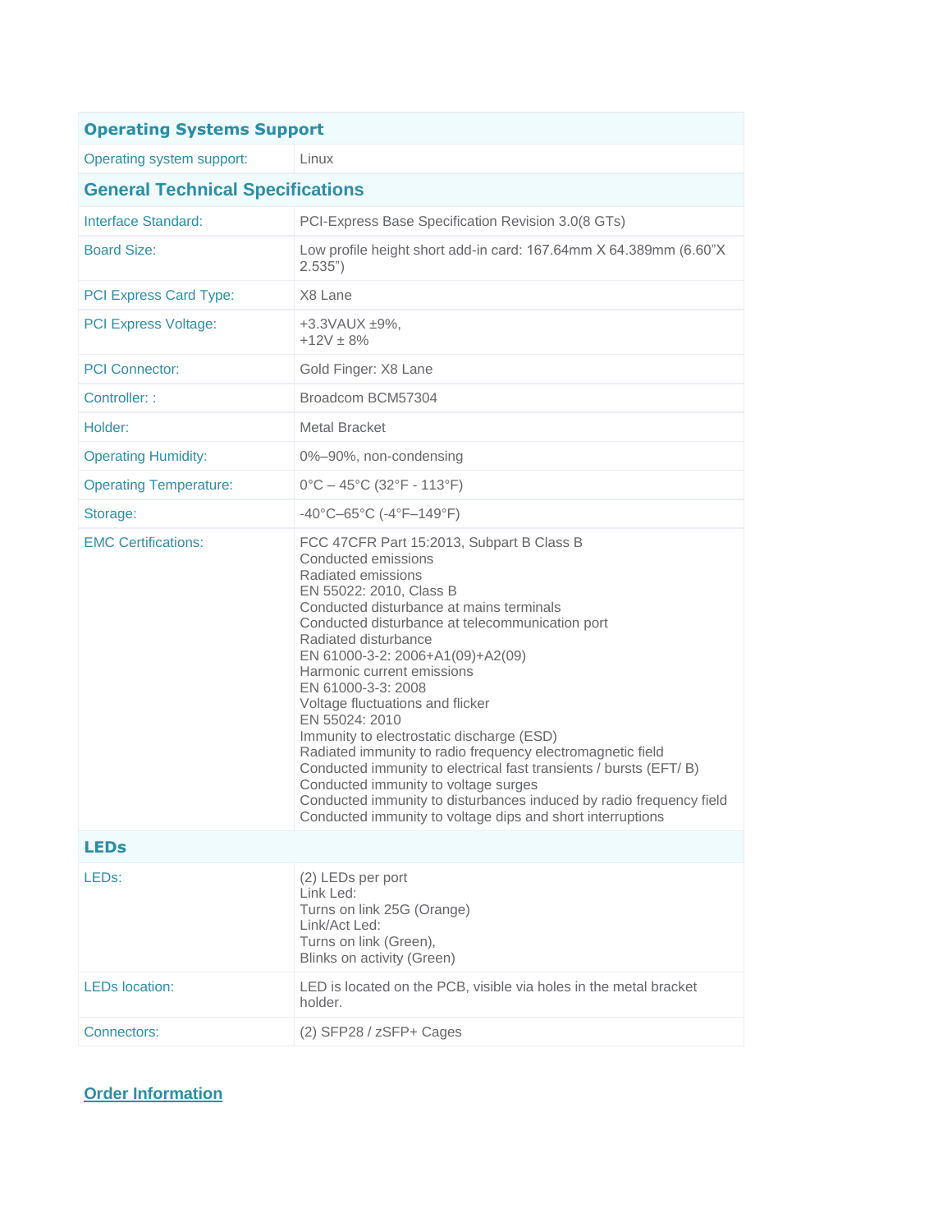| **Operating Systems Support** | |
| --- | --- |
| Operating system support: | Linux |
| **General Technical Specifications** | |
| Interface Standard: | PCI-Express Base Specification Revision 3.0(8 GTs) |
| Board Size: | Low profile height short add-in card: 167.64mm X 64.389mm (6.60"X 2.535") |
| PCI Express Card Type: | X8 Lane |
| PCI Express Voltage: | +3.3VAUX ±9%,<br>+12V ± 8% |
| PCI Connector: | Gold Finger: X8 Lane |
| Controller: : | Broadcom BCM57304 |
| Holder: | Metal Bracket |
| Operating Humidity: | 0%–90%, non-condensing |
| Operating Temperature: | 0°C – 45°C (32°F - 113°F) |
| Storage: | -40°C–65°C (-4°F–149°F) |
| EMC Certifications: | FCC 47CFR Part 15:2013, Subpart B Class B<br>Conducted emissions<br>Radiated emissions<br>EN 55022: 2010, Class B<br>Conducted disturbance at mains terminals<br>Conducted disturbance at telecommunication port<br>Radiated disturbance<br>EN 61000-3-2: 2006+A1(09)+A2(09)<br>Harmonic current emissions<br>EN 61000-3-3: 2008<br>Voltage fluctuations and flicker<br>EN 55024: 2010<br>Immunity to electrostatic discharge (ESD)<br>Radiated immunity to radio frequency electromagnetic field<br>Conducted immunity to electrical fast transients / bursts (EFT/ B)<br>Conducted immunity to voltage surges<br>Conducted immunity to disturbances induced by radio frequency field<br>Conducted immunity to voltage dips and short interruptions |
| **LEDs** | |
| LEDs: | (2) LEDs per port<br>Link Led:<br>Turns on link 25G (Orange)<br>Link/Act Led:<br>Turns on link (Green),<br>Blinks on activity (Green) |
| LEDs location: | LED is located on the PCB, visible via holes in the metal bracket holder. |
| Connectors: | (2) SFP28 / zSFP+ Cages |

**Order Information**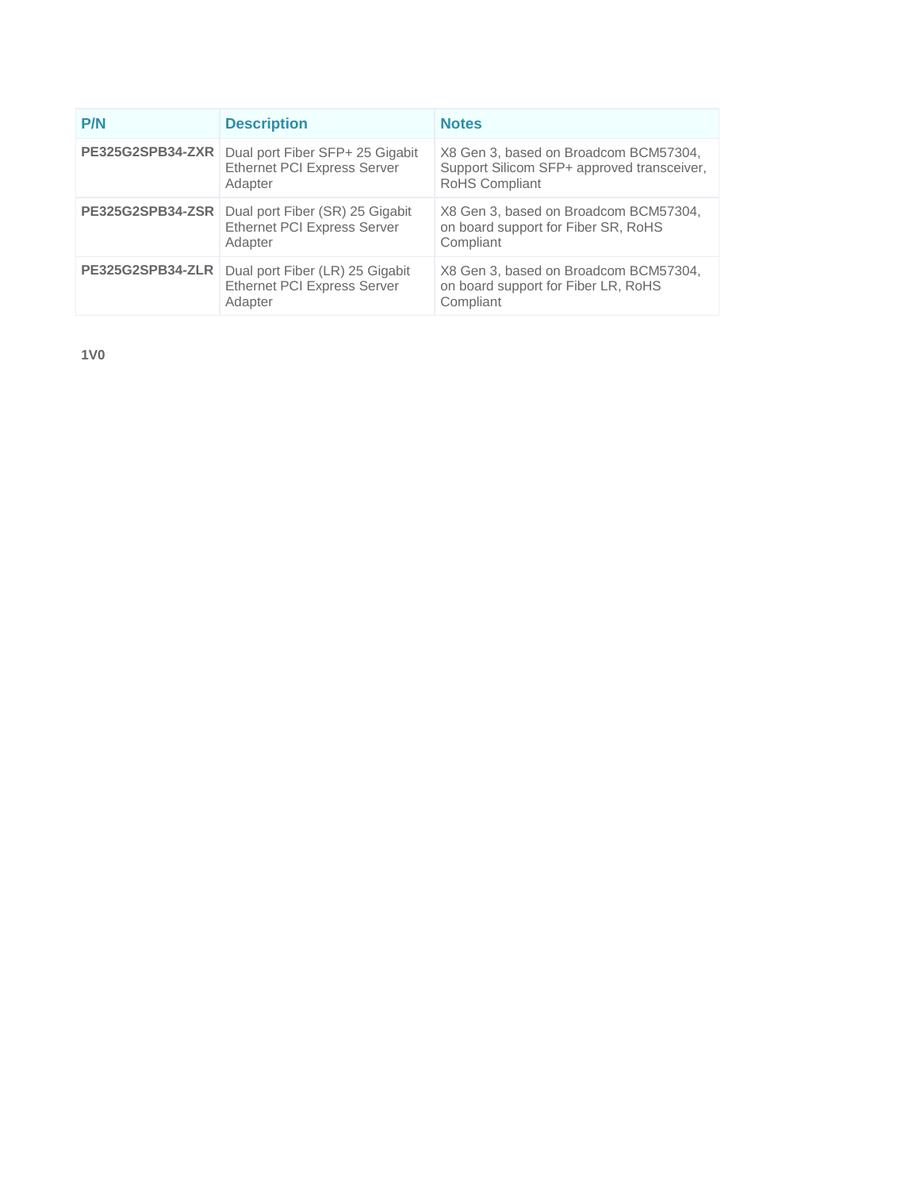| P/N | Description | Notes |
| --- | --- | --- |
| **PE325G2SPB34-ZXR** | Dual port Fiber SFP+ 25 Gigabit Ethernet PCI Express Server Adapter | X8 Gen 3, based on Broadcom BCM57304, Support Silicom SFP+ approved transceiver, RoHS Compliant |
| **PE325G2SPB34-ZSR** | Dual port Fiber (SR) 25 Gigabit Ethernet PCI Express Server Adapter | X8 Gen 3, based on Broadcom BCM57304, on board support for Fiber SR, RoHS Compliant |
| **PE325G2SPB34-ZLR** | Dual port Fiber (LR) 25 Gigabit Ethernet PCI Express Server Adapter | X8 Gen 3, based on Broadcom BCM57304, on board support for Fiber LR, RoHS Compliant |

**1V0**